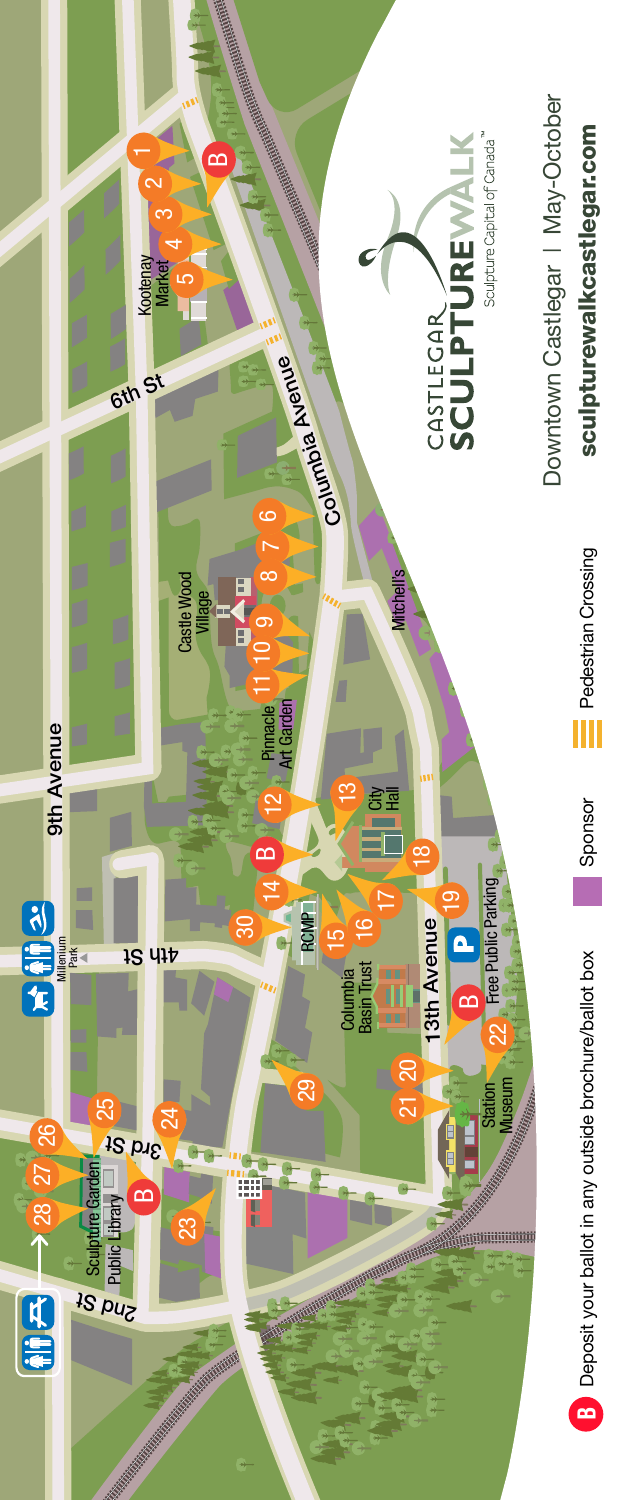# CASTLEGAR SCULPTUREWALK

Sculpture Capital of Canada™

Downtown Castlegar | May-October

**sculpturewalkcastlegar.com**

9th Avenue

Columbia Avenue

13th Avenue

6th St

4th St

3rd St

2nd St

Kootenay Market

Castle Wood Village

Pinnacle Art Garden

Mitchell's

City Hall

RCMP

Columbia Basin Trust

Free Public Parking

Station Museum

Millenium Park

Sculpture Garden

Public Library

B Deposit your ballot in any outside brochure/ballot box

Sponsor

Pedestrian Crossing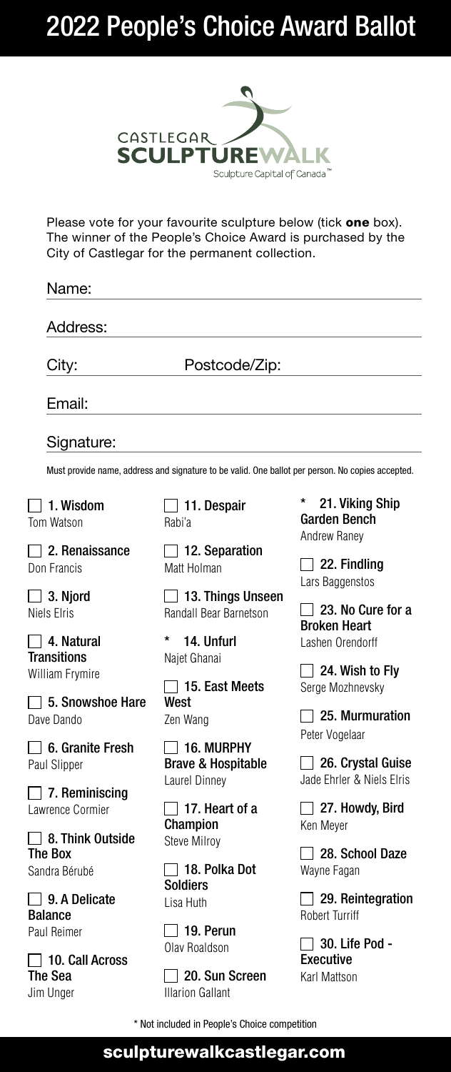# 2022 People's Choice Award Ballot

CASTLEGAR SCULPTUREWALK
Sculpture Capital of Canada™

Please vote for your favourite sculpture below (tick **one** box). The winner of the People's Choice Award is purchased by the City of Castlegar for the permanent collection.

Name:

Address:

City: Postcode/Zip:

Email:

Signature:

Must provide name, address and signature to be valid. One ballot per person. No copies accepted.

- ☐ **1. Wisdom**
  Tom Watson
- ☐ **2. Renaissance**
  Don Francis
- ☐ **3. Njord**
  Niels Elris
- ☐ **4. Natural Transitions**
  William Frymire
- ☐ **5. Snowshoe Hare**
  Dave Dando
- ☐ **6. Granite Fresh**
  Paul Slipper
- ☐ **7. Reminiscing**
  Lawrence Cormier
- ☐ **8. Think Outside The Box**
  Sandra Bérubé
- ☐ **9. A Delicate Balance**
  Paul Reimer
- ☐ **10. Call Across The Sea**
  Jim Unger
- ☐ **11. Despair**
  Rabi'a
- ☐ **12. Separation**
  Matt Holman
- ☐ **13. Things Unseen**
  Randall Bear Barnetson
- * **14. Unfurl**
  Najet Ghanai
- ☐ **15. East Meets West**
  Zen Wang
- ☐ **16. MURPHY Brave & Hospitable**
  Laurel Dinney
- ☐ **17. Heart of a Champion**
  Steve Milroy
- ☐ **18. Polka Dot Soldiers**
  Lisa Huth
- ☐ **19. Perun**
  Olav Roaldson
- ☐ **20. Sun Screen**
  Illarion Gallant
- * **21. Viking Ship Garden Bench**
  Andrew Raney
- ☐ **22. Findling**
  Lars Baggenstos
- ☐ **23. No Cure for a Broken Heart**
  Lashen Orendorff
- ☐ **24. Wish to Fly**
  Serge Mozhnevsky
- ☐ **25. Murmuration**
  Peter Vogelaar
- ☐ **26. Crystal Guise**
  Jade Ehrler & Niels Elris
- ☐ **27. Howdy, Bird**
  Ken Meyer
- ☐ **28. School Daze**
  Wayne Fagan
- ☐ **29. Reintegration**
  Robert Turriff
- ☐ **30. Life Pod - Executive**
  Karl Mattson

\* Not included in People's Choice competition

**sculpturewalkcastlegar.com**